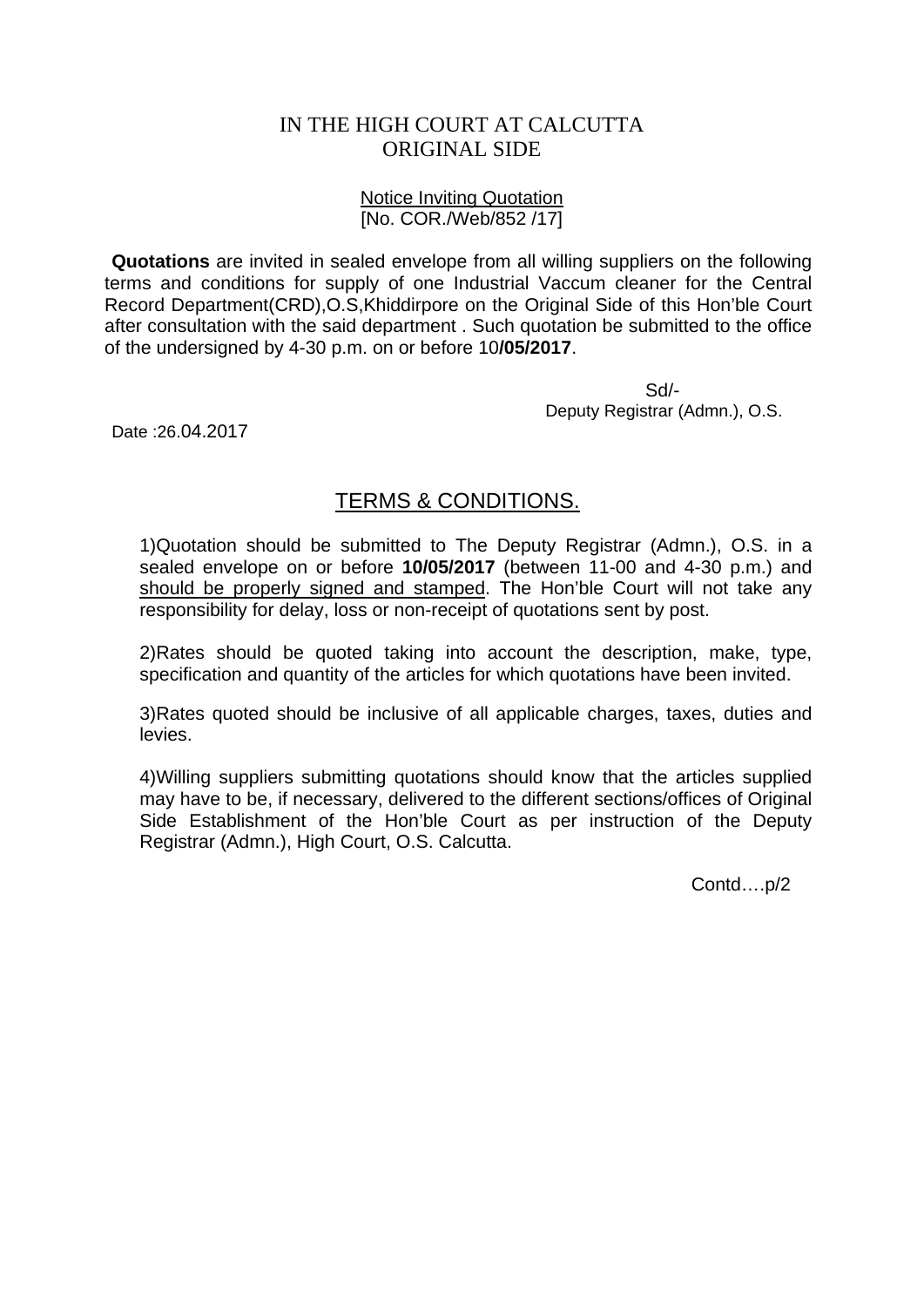# IN THE HIGH COURT AT CALCUTTA
# ORIGINAL SIDE

Notice Inviting Quotation
[No. COR./Web/852 /17]

**Quotations** are invited in sealed envelope from all willing suppliers on the following terms and conditions for supply of one Industrial Vaccum cleaner for the Central Record Department(CRD),O.S,Khiddirpore on the Original Side of this Hon'ble Court after consultation with the said department . Such quotation be submitted to the office of the undersigned by 4-30 p.m. on or before 10**/05/2017**.

Sd/-
Deputy Registrar (Admn.), O.S.

Date :26.04.2017

## TERMS & CONDITIONS.

1)Quotation should be submitted to The Deputy Registrar (Admn.), O.S. in a sealed envelope on or before **10/05/2017** (between 11-00 and 4-30 p.m.) and should be properly signed and stamped. The Hon'ble Court will not take any responsibility for delay, loss or non-receipt of quotations sent by post.

2)Rates should be quoted taking into account the description, make, type, specification and quantity of the articles for which quotations have been invited.

3)Rates quoted should be inclusive of all applicable charges, taxes, duties and levies.

4)Willing suppliers submitting quotations should know that the articles supplied may have to be, if necessary, delivered to the different sections/offices of Original Side Establishment of the Hon'ble Court as per instruction of the Deputy Registrar (Admn.), High Court, O.S. Calcutta.

Contd….p/2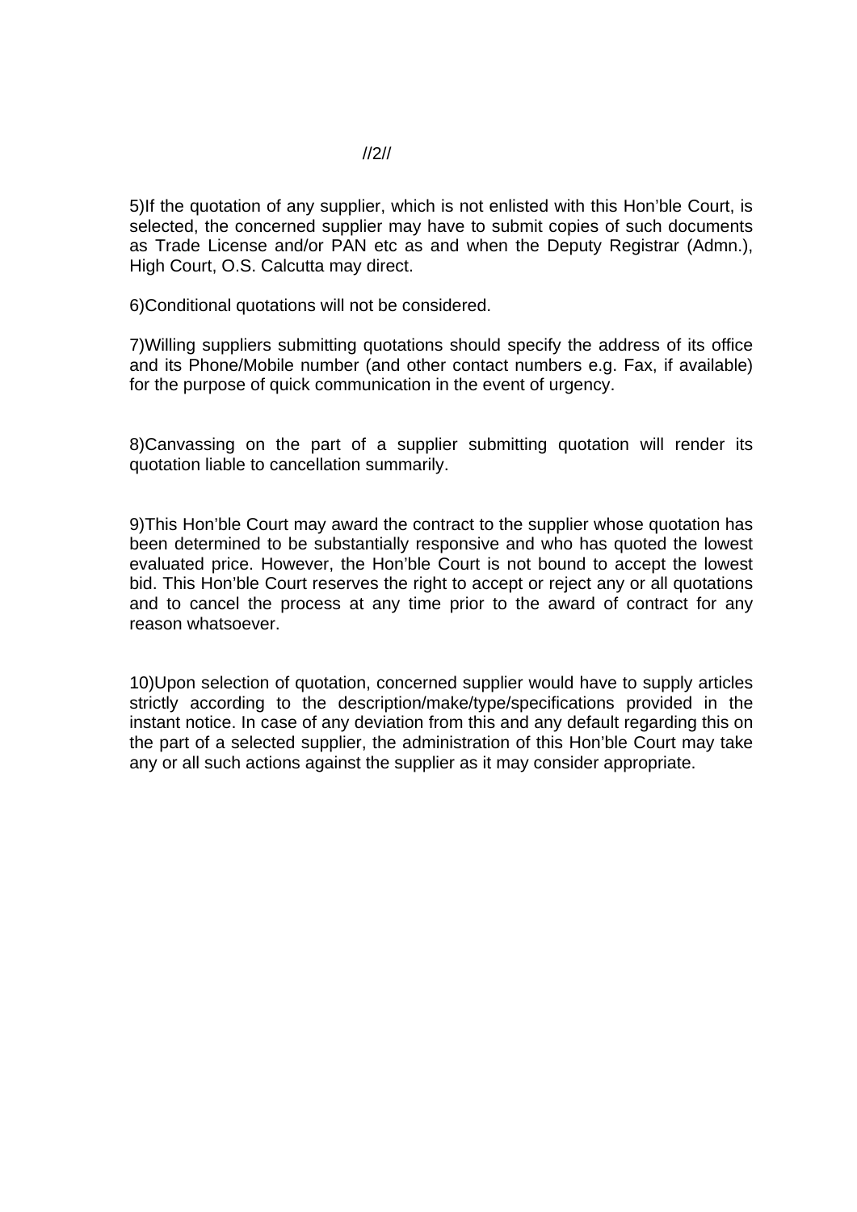5)If the quotation of any supplier, which is not enlisted with this Hon'ble Court, is selected, the concerned supplier may have to submit copies of such documents as Trade License and/or PAN etc as and when the Deputy Registrar (Admn.), High Court, O.S. Calcutta may direct.

6)Conditional quotations will not be considered.

7)Willing suppliers submitting quotations should specify the address of its office and its Phone/Mobile number (and other contact numbers e.g. Fax, if available) for the purpose of quick communication in the event of urgency.

8)Canvassing on the part of a supplier submitting quotation will render its quotation liable to cancellation summarily.

9)This Hon'ble Court may award the contract to the supplier whose quotation has been determined to be substantially responsive and who has quoted the lowest evaluated price. However, the Hon'ble Court is not bound to accept the lowest bid. This Hon'ble Court reserves the right to accept or reject any or all quotations and to cancel the process at any time prior to the award of contract for any reason whatsoever.

10)Upon selection of quotation, concerned supplier would have to supply articles strictly according to the description/make/type/specifications provided in the instant notice. In case of any deviation from this and any default regarding this on the part of a selected supplier, the administration of this Hon'ble Court may take any or all such actions against the supplier as it may consider appropriate.